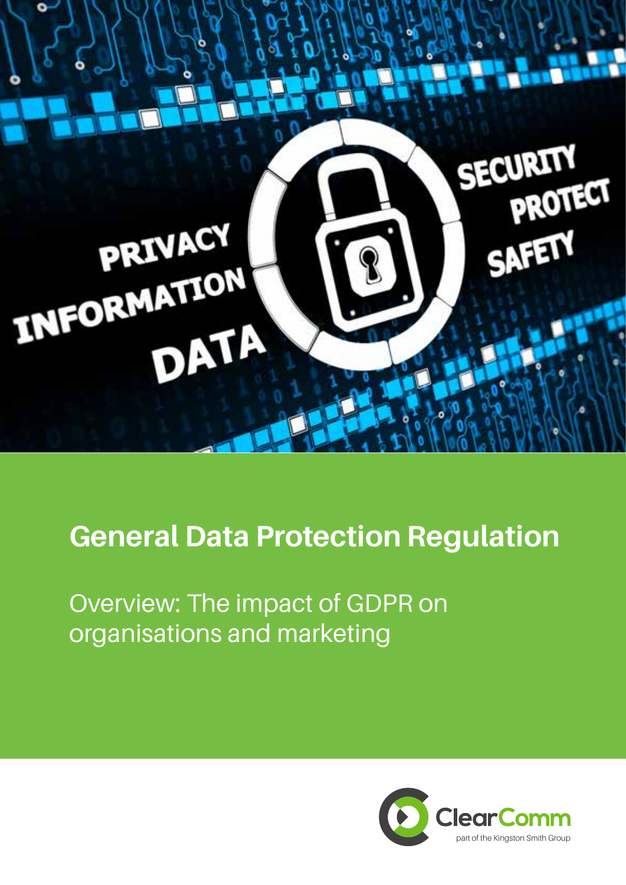# General Data Protection Regulation

Overview: The impact of GDPR on organisations and marketing

ClearComm
part of the Kingston Smith Group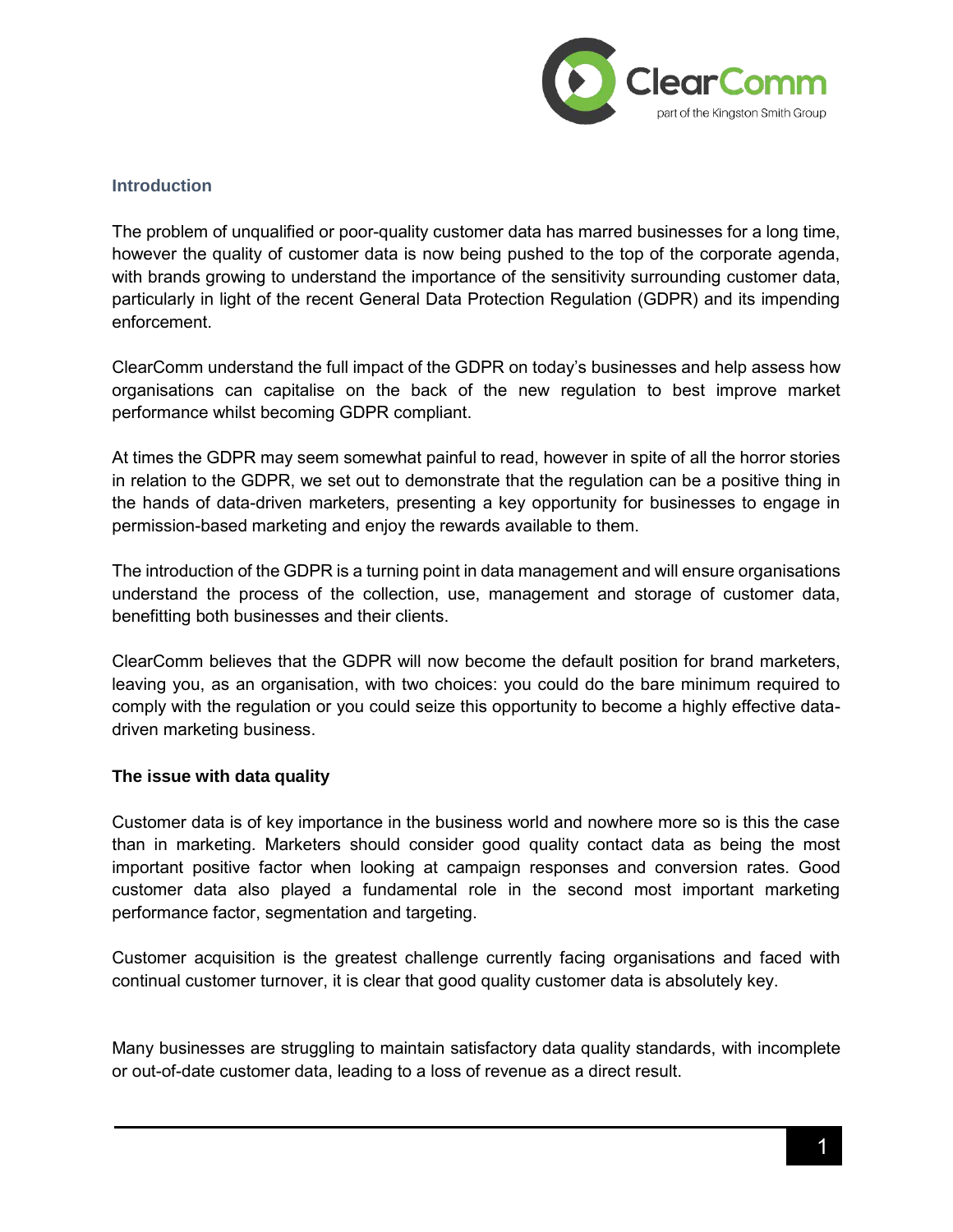## Introduction

The problem of unqualified or poor-quality customer data has marred businesses for a long time, however the quality of customer data is now being pushed to the top of the corporate agenda, with brands growing to understand the importance of the sensitivity surrounding customer data, particularly in light of the recent General Data Protection Regulation (GDPR) and its impending enforcement.

ClearComm understand the full impact of the GDPR on today's businesses and help assess how organisations can capitalise on the back of the new regulation to best improve market performance whilst becoming GDPR compliant.

At times the GDPR may seem somewhat painful to read, however in spite of all the horror stories in relation to the GDPR, we set out to demonstrate that the regulation can be a positive thing in the hands of data-driven marketers, presenting a key opportunity for businesses to engage in permission-based marketing and enjoy the rewards available to them.

The introduction of the GDPR is a turning point in data management and will ensure organisations understand the process of the collection, use, management and storage of customer data, benefitting both businesses and their clients.

ClearComm believes that the GDPR will now become the default position for brand marketers, leaving you, as an organisation, with two choices: you could do the bare minimum required to comply with the regulation or you could seize this opportunity to become a highly effective data-driven marketing business.

### The issue with data quality

Customer data is of key importance in the business world and nowhere more so is this the case than in marketing. Marketers should consider good quality contact data as being the most important positive factor when looking at campaign responses and conversion rates. Good customer data also played a fundamental role in the second most important marketing performance factor, segmentation and targeting.

Customer acquisition is the greatest challenge currently facing organisations and faced with continual customer turnover, it is clear that good quality customer data is absolutely key.

Many businesses are struggling to maintain satisfactory data quality standards, with incomplete or out-of-date customer data, leading to a loss of revenue as a direct result.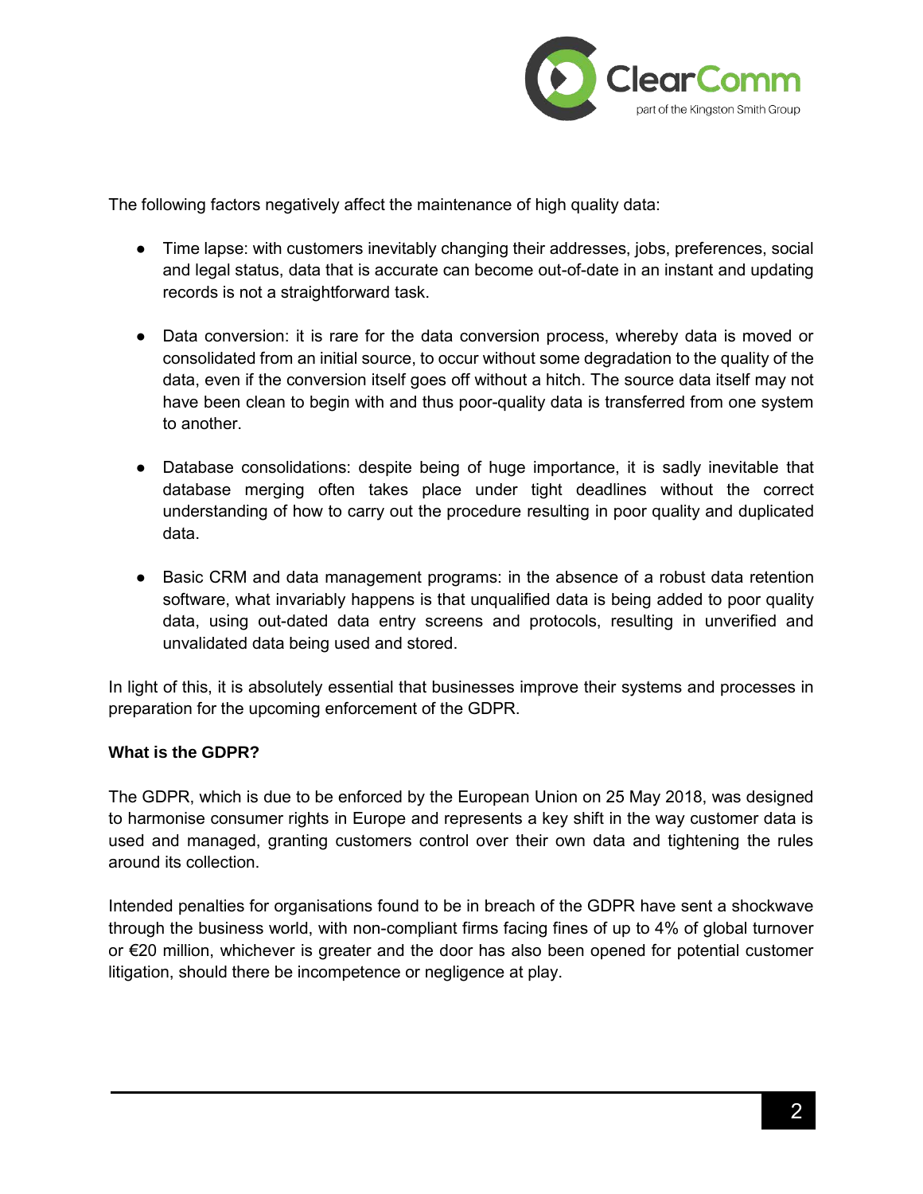The following factors negatively affect the maintenance of high quality data:

- Time lapse: with customers inevitably changing their addresses, jobs, preferences, social and legal status, data that is accurate can become out-of-date in an instant and updating records is not a straightforward task.

- Data conversion: it is rare for the data conversion process, whereby data is moved or consolidated from an initial source, to occur without some degradation to the quality of the data, even if the conversion itself goes off without a hitch. The source data itself may not have been clean to begin with and thus poor-quality data is transferred from one system to another.

- Database consolidations: despite being of huge importance, it is sadly inevitable that database merging often takes place under tight deadlines without the correct understanding of how to carry out the procedure resulting in poor quality and duplicated data.

- Basic CRM and data management programs: in the absence of a robust data retention software, what invariably happens is that unqualified data is being added to poor quality data, using out-dated data entry screens and protocols, resulting in unverified and unvalidated data being used and stored.

In light of this, it is absolutely essential that businesses improve their systems and processes in preparation for the upcoming enforcement of the GDPR.

**What is the GDPR?**

The GDPR, which is due to be enforced by the European Union on 25 May 2018, was designed to harmonise consumer rights in Europe and represents a key shift in the way customer data is used and managed, granting customers control over their own data and tightening the rules around its collection.

Intended penalties for organisations found to be in breach of the GDPR have sent a shockwave through the business world, with non-compliant firms facing fines of up to 4% of global turnover or €20 million, whichever is greater and the door has also been opened for potential customer litigation, should there be incompetence or negligence at play.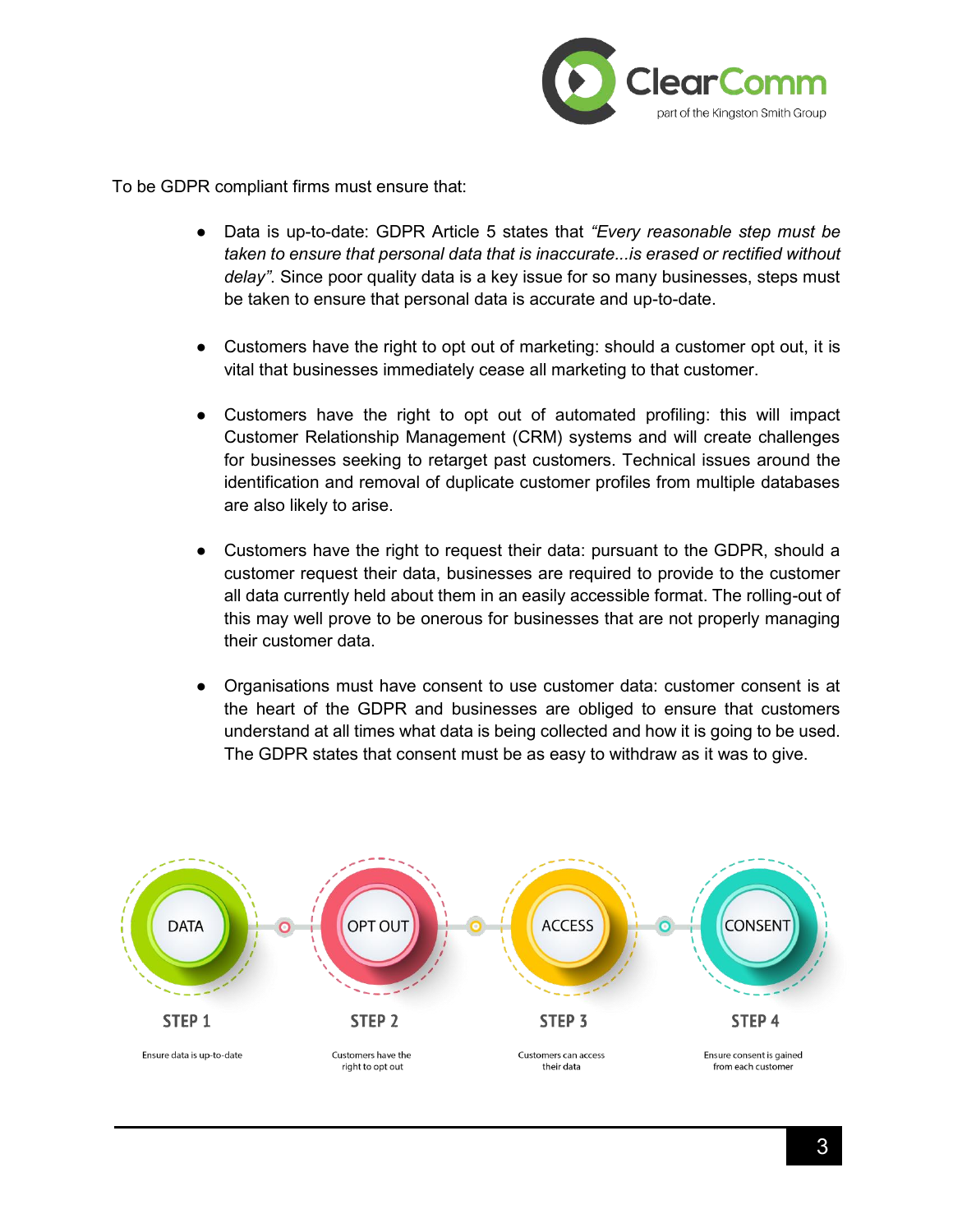To be GDPR compliant firms must ensure that:

- Data is up-to-date: GDPR Article 5 states that *"Every reasonable step must be taken to ensure that personal data that is inaccurate...is erased or rectified without delay"*. Since poor quality data is a key issue for so many businesses, steps must be taken to ensure that personal data is accurate and up-to-date.

- Customers have the right to opt out of marketing: should a customer opt out, it is vital that businesses immediately cease all marketing to that customer.

- Customers have the right to opt out of automated profiling: this will impact Customer Relationship Management (CRM) systems and will create challenges for businesses seeking to retarget past customers. Technical issues around the identification and removal of duplicate customer profiles from multiple databases are also likely to arise.

- Customers have the right to request their data: pursuant to the GDPR, should a customer request their data, businesses are required to provide to the customer all data currently held about them in an easily accessible format. The rolling-out of this may well prove to be onerous for businesses that are not properly managing their customer data.

- Organisations must have consent to use customer data: customer consent is at the heart of the GDPR and businesses are obliged to ensure that customers understand at all times what data is being collected and how it is going to be used. The GDPR states that consent must be as easy to withdraw as it was to give.

| DATA | OPT OUT | ACCESS | CONSENT |
|---|---|---|---|
| STEP 1 | STEP 2 | STEP 3 | STEP 4 |
| Ensure data is up-to-date | Customers have the right to opt out | Customers can access their data | Ensure consent is gained from each customer |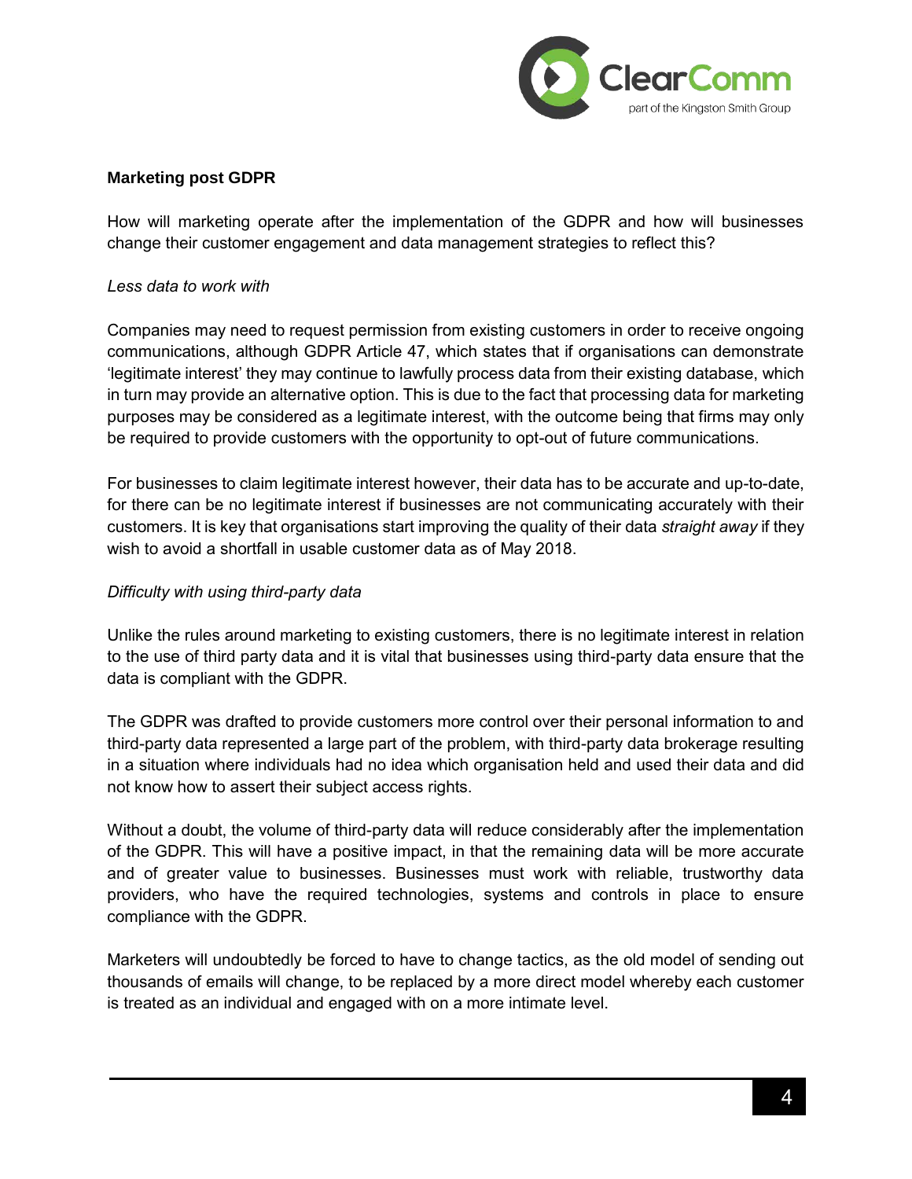**Marketing post GDPR**

How will marketing operate after the implementation of the GDPR and how will businesses change their customer engagement and data management strategies to reflect this?

*Less data to work with*

Companies may need to request permission from existing customers in order to receive ongoing communications, although GDPR Article 47, which states that if organisations can demonstrate 'legitimate interest' they may continue to lawfully process data from their existing database, which in turn may provide an alternative option. This is due to the fact that processing data for marketing purposes may be considered as a legitimate interest, with the outcome being that firms may only be required to provide customers with the opportunity to opt-out of future communications.

For businesses to claim legitimate interest however, their data has to be accurate and up-to-date, for there can be no legitimate interest if businesses are not communicating accurately with their customers. It is key that organisations start improving the quality of their data *straight away* if they wish to avoid a shortfall in usable customer data as of May 2018.

*Difficulty with using third-party data*

Unlike the rules around marketing to existing customers, there is no legitimate interest in relation to the use of third party data and it is vital that businesses using third-party data ensure that the data is compliant with the GDPR.

The GDPR was drafted to provide customers more control over their personal information to and third-party data represented a large part of the problem, with third-party data brokerage resulting in a situation where individuals had no idea which organisation held and used their data and did not know how to assert their subject access rights.

Without a doubt, the volume of third-party data will reduce considerably after the implementation of the GDPR. This will have a positive impact, in that the remaining data will be more accurate and of greater value to businesses. Businesses must work with reliable, trustworthy data providers, who have the required technologies, systems and controls in place to ensure compliance with the GDPR.

Marketers will undoubtedly be forced to have to change tactics, as the old model of sending out thousands of emails will change, to be replaced by a more direct model whereby each customer is treated as an individual and engaged with on a more intimate level.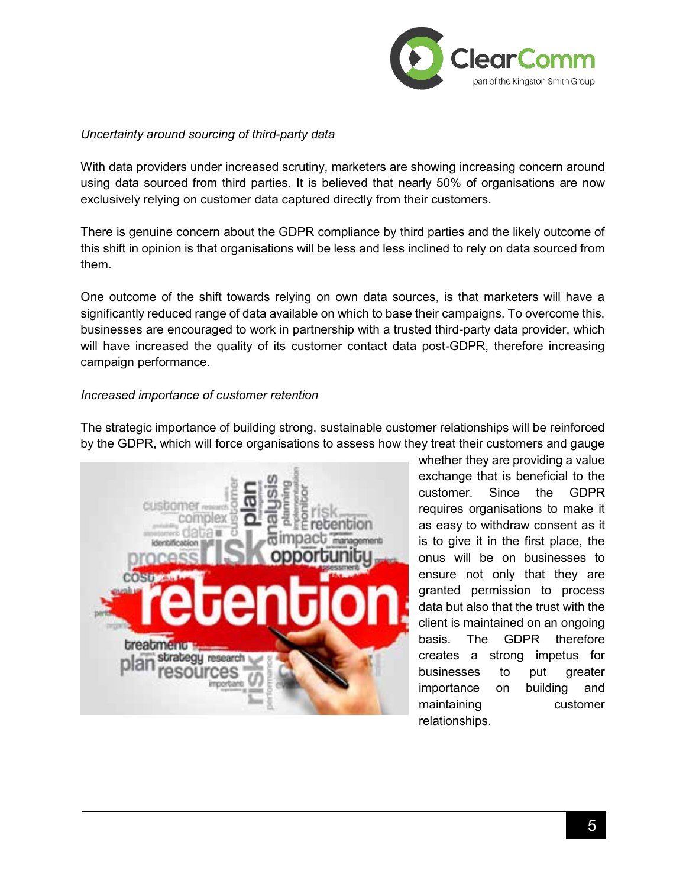*Uncertainty around sourcing of third-party data*

With data providers under increased scrutiny, marketers are showing increasing concern around using data sourced from third parties. It is believed that nearly 50% of organisations are now exclusively relying on customer data captured directly from their customers.

There is genuine concern about the GDPR compliance by third parties and the likely outcome of this shift in opinion is that organisations will be less and less inclined to rely on data sourced from them.

One outcome of the shift towards relying on own data sources, is that marketers will have a significantly reduced range of data available on which to base their campaigns. To overcome this, businesses are encouraged to work in partnership with a trusted third-party data provider, which will have increased the quality of its customer contact data post-GDPR, therefore increasing campaign performance.

*Increased importance of customer retention*

The strategic importance of building strong, sustainable customer relationships will be reinforced by the GDPR, which will force organisations to assess how they treat their customers and gauge whether they are providing a value exchange that is beneficial to the customer. Since the GDPR requires organisations to make it as easy to withdraw consent as it is to give it in the first place, the onus will be on businesses to ensure not only that they are granted permission to process data but also that the trust with the client is maintained on an ongoing basis. The GDPR therefore creates a strong impetus for businesses to put greater importance on building and maintaining customer relationships.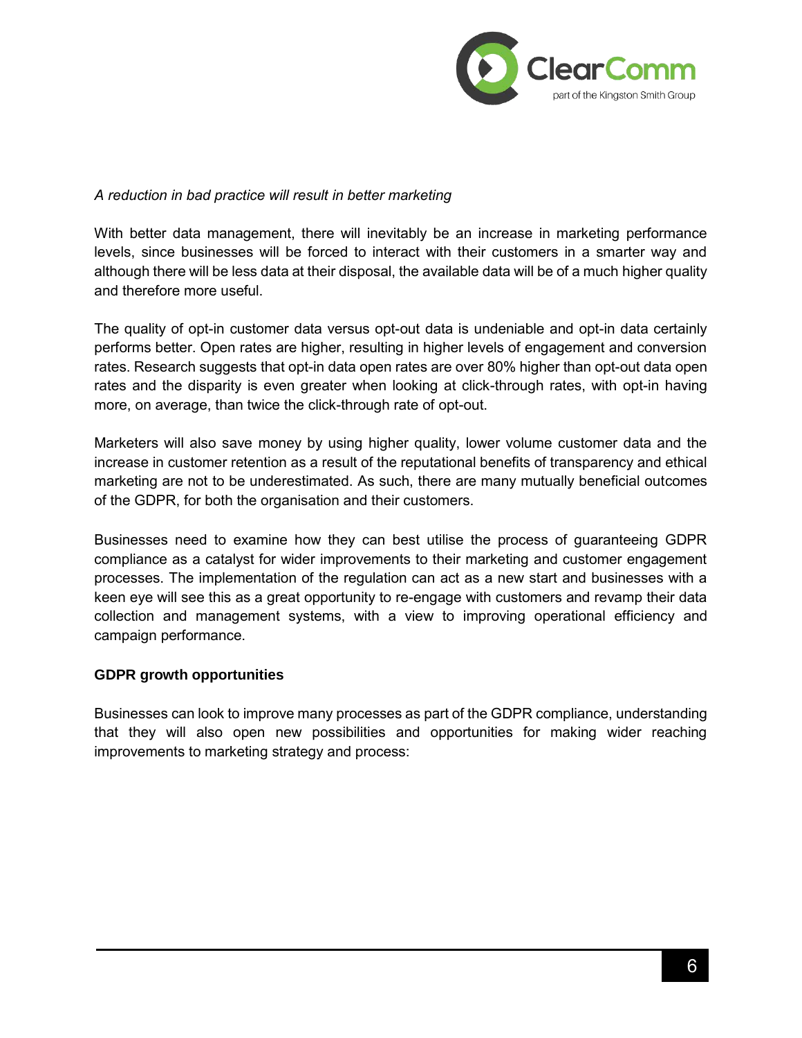*A reduction in bad practice will result in better marketing*

With better data management, there will inevitably be an increase in marketing performance levels, since businesses will be forced to interact with their customers in a smarter way and although there will be less data at their disposal, the available data will be of a much higher quality and therefore more useful.

The quality of opt-in customer data versus opt-out data is undeniable and opt-in data certainly performs better. Open rates are higher, resulting in higher levels of engagement and conversion rates. Research suggests that opt-in data open rates are over 80% higher than opt-out data open rates and the disparity is even greater when looking at click-through rates, with opt-in having more, on average, than twice the click-through rate of opt-out.

Marketers will also save money by using higher quality, lower volume customer data and the increase in customer retention as a result of the reputational benefits of transparency and ethical marketing are not to be underestimated. As such, there are many mutually beneficial outcomes of the GDPR, for both the organisation and their customers.

Businesses need to examine how they can best utilise the process of guaranteeing GDPR compliance as a catalyst for wider improvements to their marketing and customer engagement processes. The implementation of the regulation can act as a new start and businesses with a keen eye will see this as a great opportunity to re-engage with customers and revamp their data collection and management systems, with a view to improving operational efficiency and campaign performance.

**GDPR growth opportunities**

Businesses can look to improve many processes as part of the GDPR compliance, understanding that they will also open new possibilities and opportunities for making wider reaching improvements to marketing strategy and process: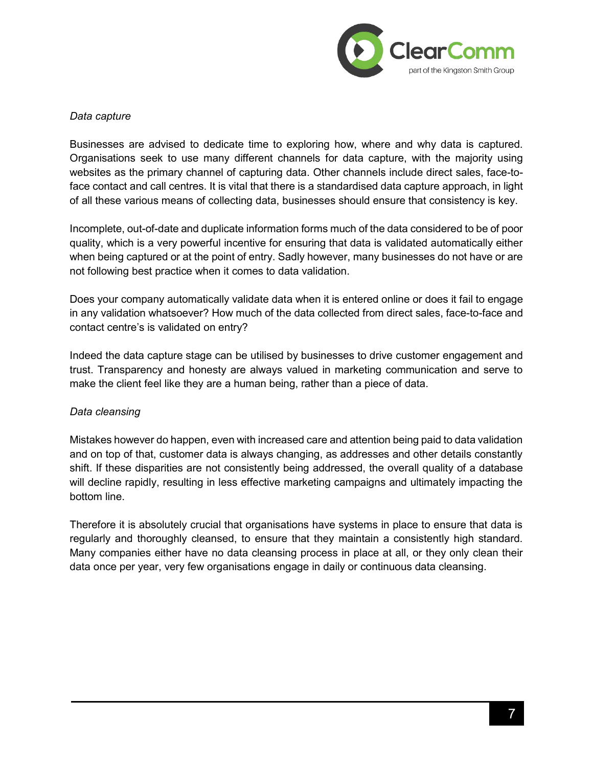*Data capture*

Businesses are advised to dedicate time to exploring how, where and why data is captured. Organisations seek to use many different channels for data capture, with the majority using websites as the primary channel of capturing data. Other channels include direct sales, face-to-face contact and call centres. It is vital that there is a standardised data capture approach, in light of all these various means of collecting data, businesses should ensure that consistency is key.

Incomplete, out-of-date and duplicate information forms much of the data considered to be of poor quality, which is a very powerful incentive for ensuring that data is validated automatically either when being captured or at the point of entry. Sadly however, many businesses do not have or are not following best practice when it comes to data validation.

Does your company automatically validate data when it is entered online or does it fail to engage in any validation whatsoever? How much of the data collected from direct sales, face-to-face and contact centre's is validated on entry?

Indeed the data capture stage can be utilised by businesses to drive customer engagement and trust. Transparency and honesty are always valued in marketing communication and serve to make the client feel like they are a human being, rather than a piece of data.

*Data cleansing*

Mistakes however do happen, even with increased care and attention being paid to data validation and on top of that, customer data is always changing, as addresses and other details constantly shift. If these disparities are not consistently being addressed, the overall quality of a database will decline rapidly, resulting in less effective marketing campaigns and ultimately impacting the bottom line.

Therefore it is absolutely crucial that organisations have systems in place to ensure that data is regularly and thoroughly cleansed, to ensure that they maintain a consistently high standard. Many companies either have no data cleansing process in place at all, or they only clean their data once per year, very few organisations engage in daily or continuous data cleansing.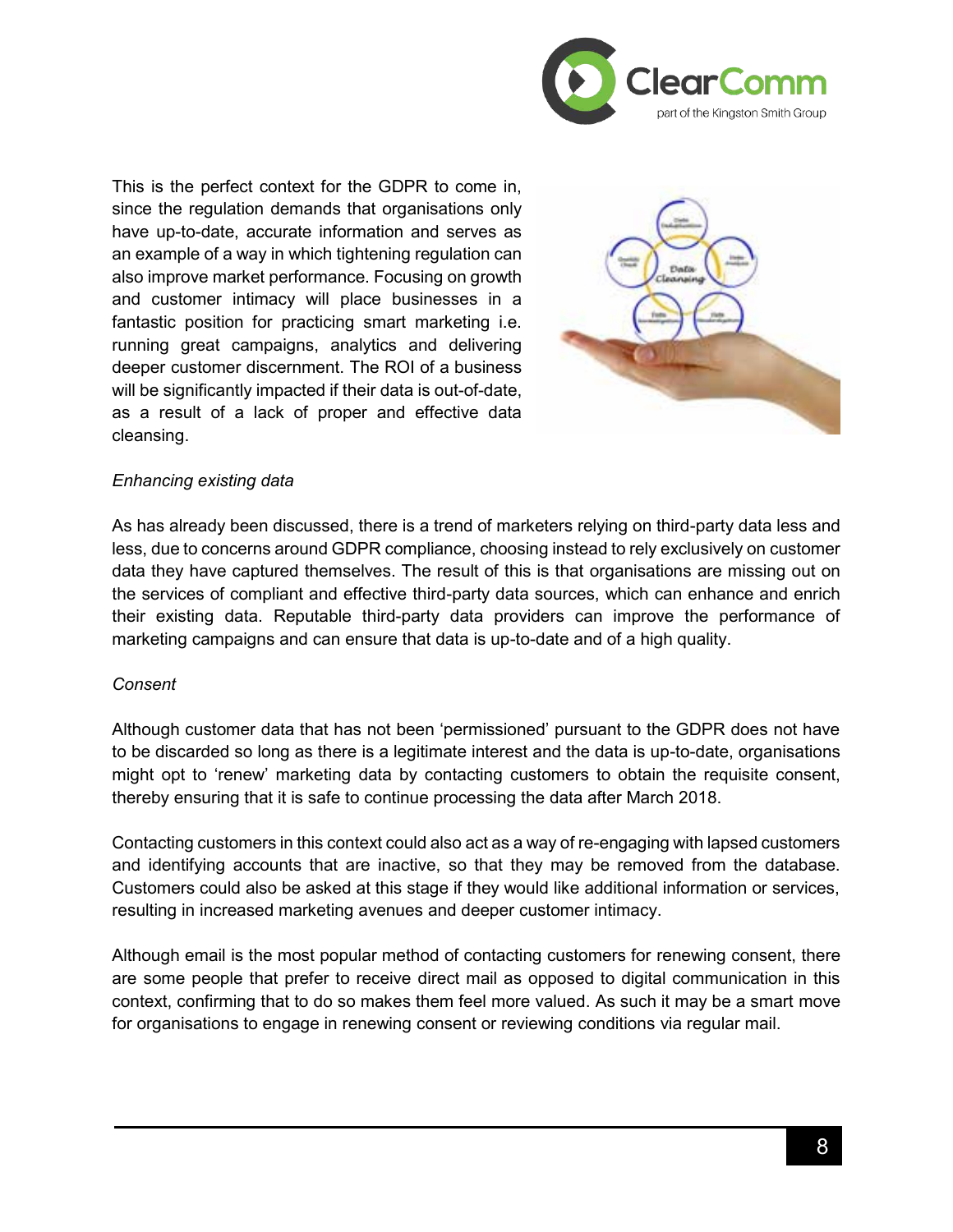This is the perfect context for the GDPR to come in, since the regulation demands that organisations only have up-to-date, accurate information and serves as an example of a way in which tightening regulation can also improve market performance. Focusing on growth and customer intimacy will place businesses in a fantastic position for practicing smart marketing i.e. running great campaigns, analytics and delivering deeper customer discernment. The ROI of a business will be significantly impacted if their data is out-of-date, as a result of a lack of proper and effective data cleansing.

*Enhancing existing data*

As has already been discussed, there is a trend of marketers relying on third-party data less and less, due to concerns around GDPR compliance, choosing instead to rely exclusively on customer data they have captured themselves. The result of this is that organisations are missing out on the services of compliant and effective third-party data sources, which can enhance and enrich their existing data. Reputable third-party data providers can improve the performance of marketing campaigns and can ensure that data is up-to-date and of a high quality.

*Consent*

Although customer data that has not been 'permissioned' pursuant to the GDPR does not have to be discarded so long as there is a legitimate interest and the data is up-to-date, organisations might opt to 'renew' marketing data by contacting customers to obtain the requisite consent, thereby ensuring that it is safe to continue processing the data after March 2018.

Contacting customers in this context could also act as a way of re-engaging with lapsed customers and identifying accounts that are inactive, so that they may be removed from the database. Customers could also be asked at this stage if they would like additional information or services, resulting in increased marketing avenues and deeper customer intimacy.

Although email is the most popular method of contacting customers for renewing consent, there are some people that prefer to receive direct mail as opposed to digital communication in this context, confirming that to do so makes them feel more valued. As such it may be a smart move for organisations to engage in renewing consent or reviewing conditions via regular mail.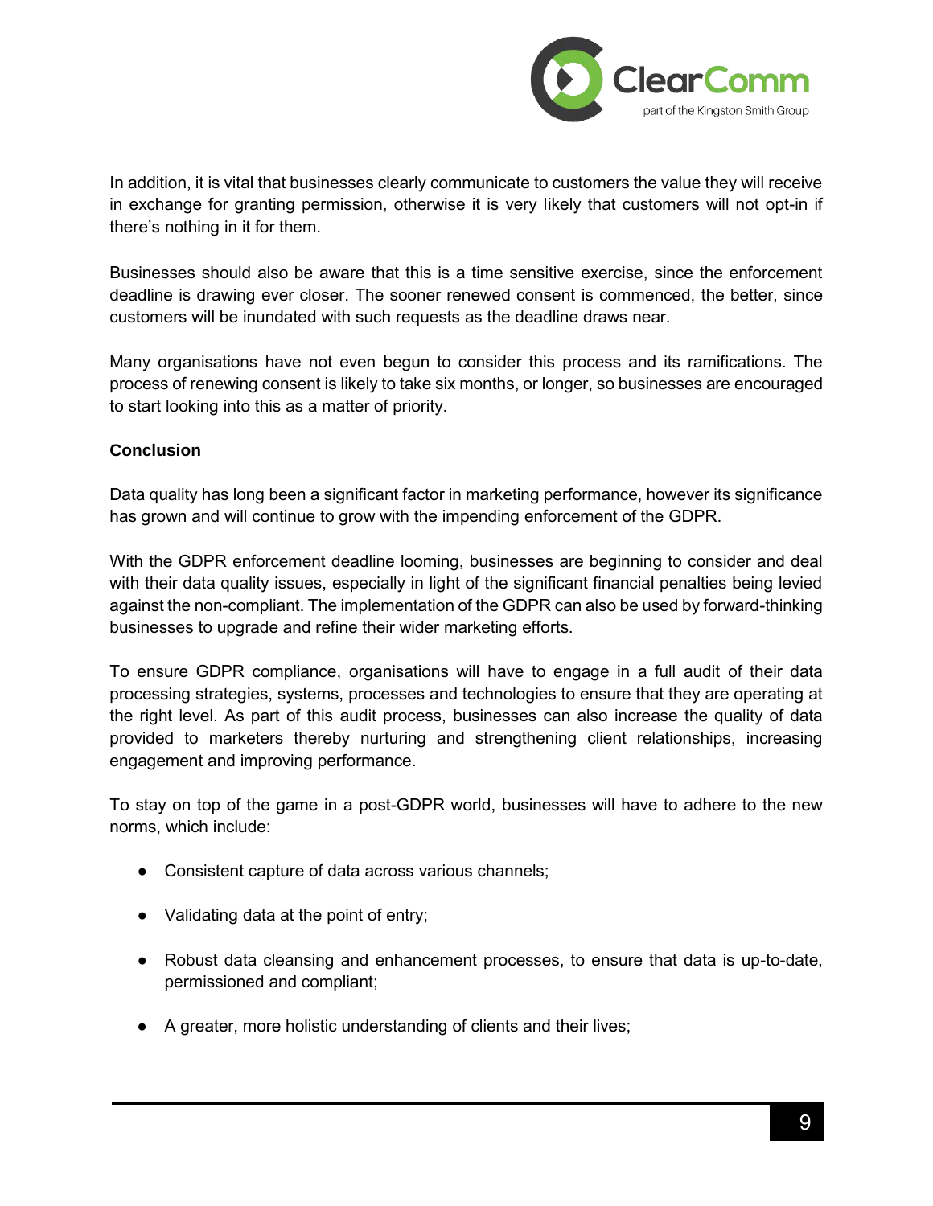In addition, it is vital that businesses clearly communicate to customers the value they will receive in exchange for granting permission, otherwise it is very likely that customers will not opt-in if there's nothing in it for them.

Businesses should also be aware that this is a time sensitive exercise, since the enforcement deadline is drawing ever closer. The sooner renewed consent is commenced, the better, since customers will be inundated with such requests as the deadline draws near.

Many organisations have not even begun to consider this process and its ramifications. The process of renewing consent is likely to take six months, or longer, so businesses are encouraged to start looking into this as a matter of priority.

**Conclusion**

Data quality has long been a significant factor in marketing performance, however its significance has grown and will continue to grow with the impending enforcement of the GDPR.

With the GDPR enforcement deadline looming, businesses are beginning to consider and deal with their data quality issues, especially in light of the significant financial penalties being levied against the non-compliant. The implementation of the GDPR can also be used by forward-thinking businesses to upgrade and refine their wider marketing efforts.

To ensure GDPR compliance, organisations will have to engage in a full audit of their data processing strategies, systems, processes and technologies to ensure that they are operating at the right level. As part of this audit process, businesses can also increase the quality of data provided to marketers thereby nurturing and strengthening client relationships, increasing engagement and improving performance.

To stay on top of the game in a post-GDPR world, businesses will have to adhere to the new norms, which include:

- Consistent capture of data across various channels;
- Validating data at the point of entry;
- Robust data cleansing and enhancement processes, to ensure that data is up-to-date, permissioned and compliant;
- A greater, more holistic understanding of clients and their lives;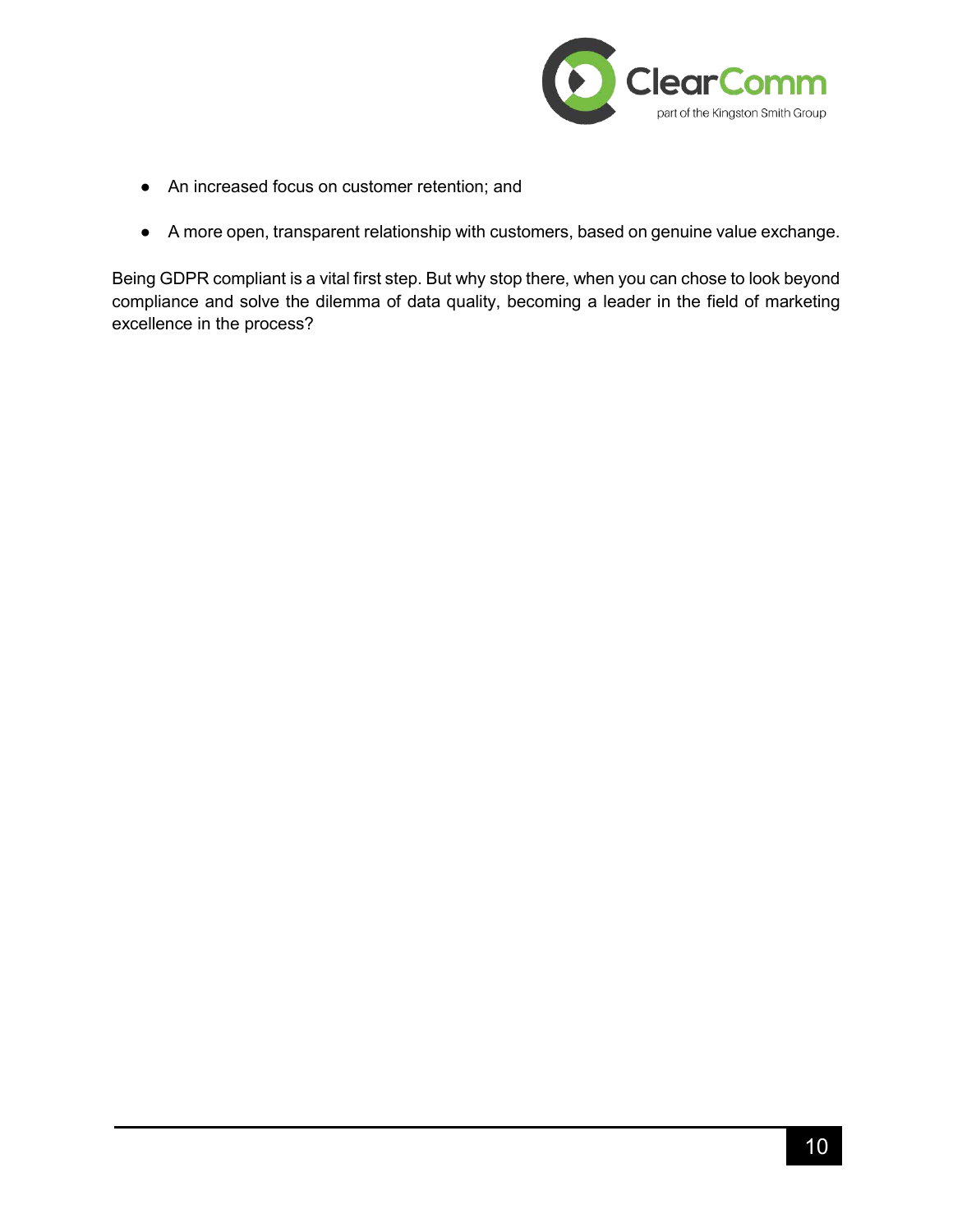- An increased focus on customer retention; and
- A more open, transparent relationship with customers, based on genuine value exchange.

Being GDPR compliant is a vital first step. But why stop there, when you can chose to look beyond compliance and solve the dilemma of data quality, becoming a leader in the field of marketing excellence in the process?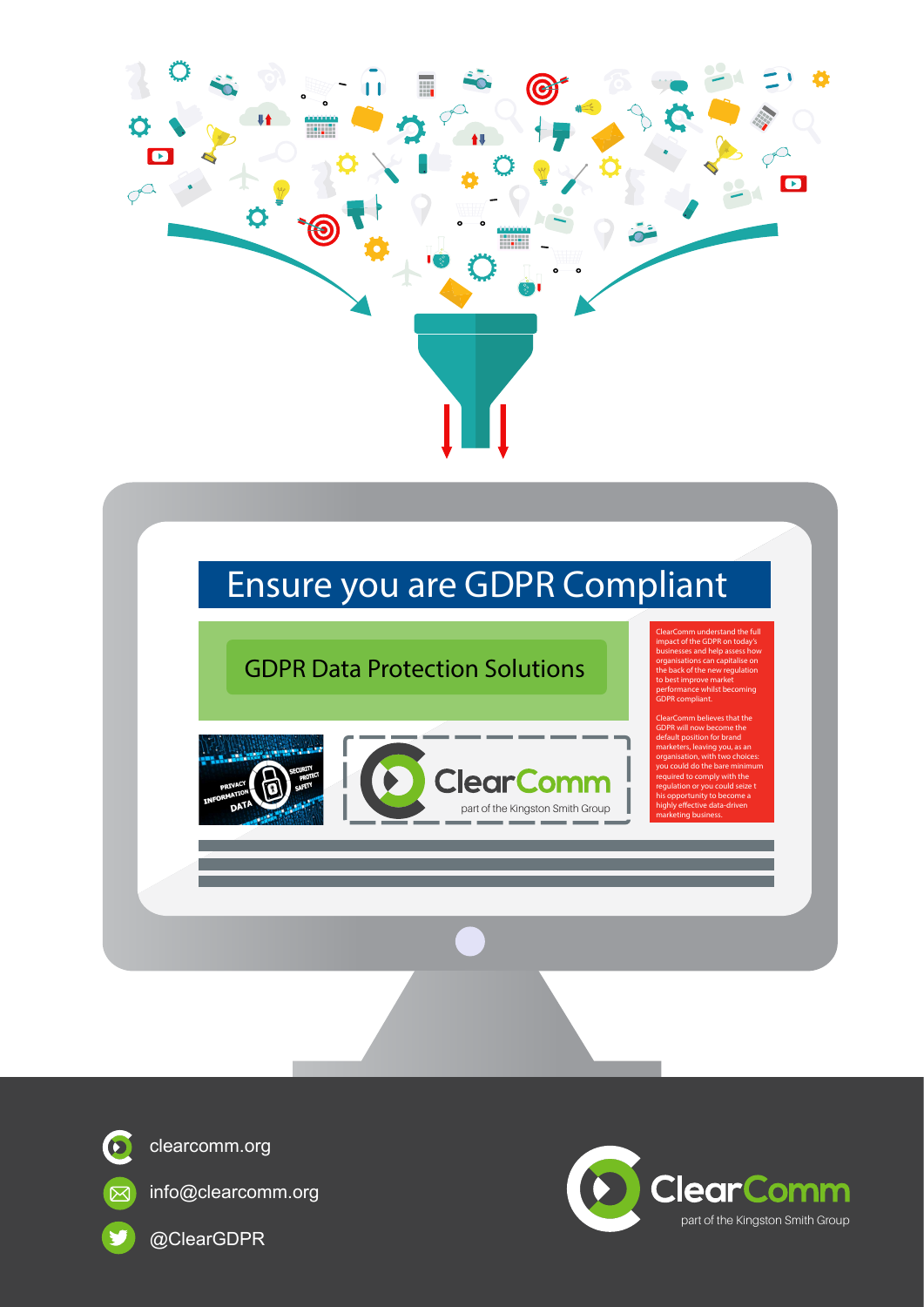# Ensure you are GDPR Compliant

## GDPR Data Protection Solutions

ClearComm understand the full impact of the GDPR on today's businesses and help assess how organisations can capitalise on the back of the new regulation to best improve market performance whilst becoming GDPR compliant.

ClearComm believes that the GDPR will now become the default position for brand marketers, leaving you, as an organisation, with two choices: you could do the bare minimum required to comply with the regulation or you could seize t his opportunity to become a highly effective data-driven marketing business.

ClearComm
part of the Kingston Smith Group

clearcomm.org

info@clearcomm.org

@ClearGDPR

ClearComm
part of the Kingston Smith Group